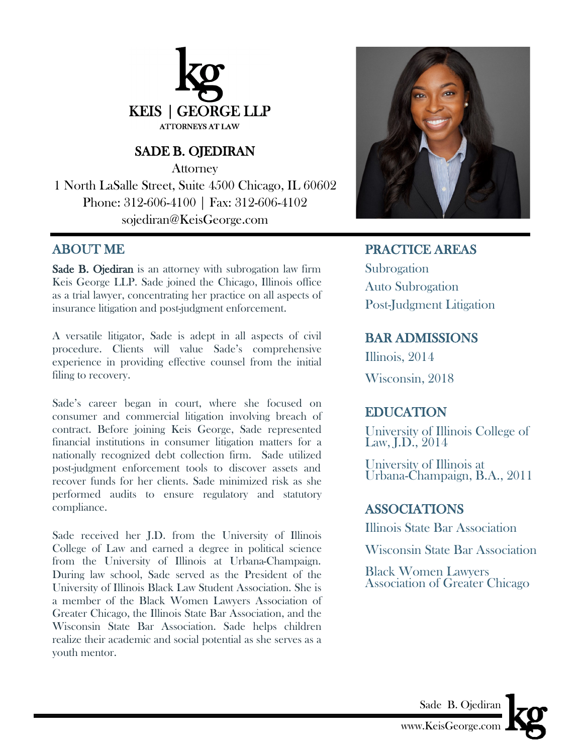KEIS | GEORGE LLP

ATTORNEYS AT LAW

# SADE B. OJEDIRAN

Attorney

1 North LaSalle Street, Suite 4500 Chicago, IL 60602

Phone: 312-606-4100 | Fax: 312-606-4102

sojediran@KeisGeorge.com

## ABOUT ME

**Sade B. Ojediran** is an attorney with subrogation law firm Keis George LLP. Sade joined the Chicago, Illinois office as a trial lawyer, concentrating her practice on all aspects of insurance litigation and post-judgment enforcement.

A versatile litigator, Sade is adept in all aspects of civil procedure. Clients will value Sade's comprehensive experience in providing effective counsel from the initial filing to recovery.

Sade's career began in court, where she focused on consumer and commercial litigation involving breach of contract. Before joining Keis George, Sade represented financial institutions in consumer litigation matters for a nationally recognized debt collection firm. Sade utilized post-judgment enforcement tools to discover assets and recover funds for her clients. Sade minimized risk as she performed audits to ensure regulatory and statutory compliance.

Sade received her J.D. from the University of Illinois College of Law and earned a degree in political science from the University of Illinois at Urbana-Champaign. During law school, Sade served as the President of the University of Illinois Black Law Student Association. She is a member of the Black Women Lawyers Association of Greater Chicago, the Illinois State Bar Association, and the Wisconsin State Bar Association. Sade helps children realize their academic and social potential as she serves as a youth mentor.

## PRACTICE AREAS

Subrogation

Auto Subrogation

Post-Judgment Litigation

## BAR ADMISSIONS

Illinois, 2014

Wisconsin, 2018

## EDUCATION

University of Illinois College of Law, J.D., 2014

University of Illinois at Urbana-Champaign, B.A., 2011

## ASSOCIATIONS

Illinois State Bar Association

Wisconsin State Bar Association

Black Women Lawyers Association of Greater Chicago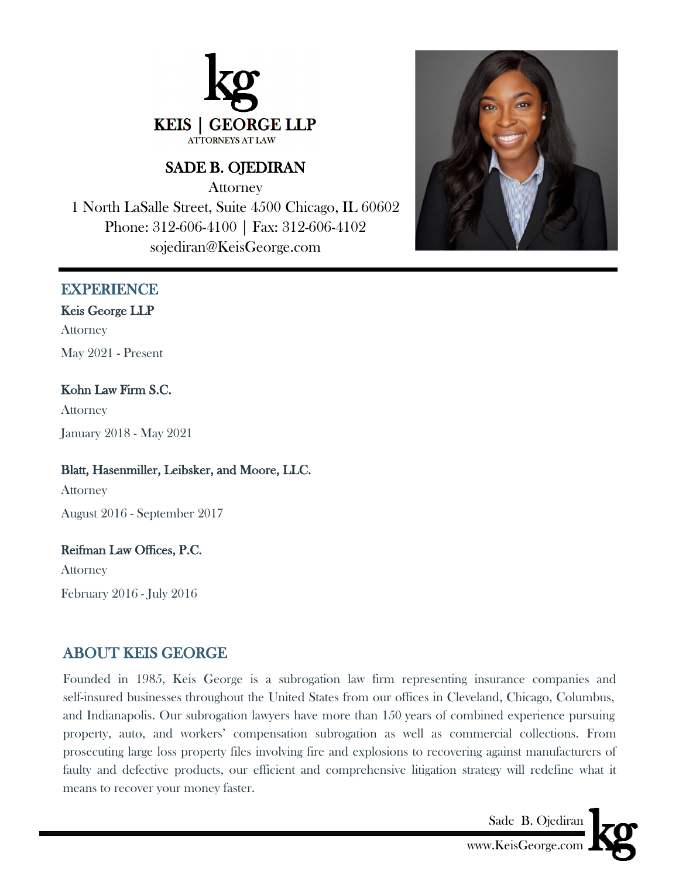KEIS | GEORGE LLP

ATTORNEYS AT LAW

# SADE B. OJEDIRAN

Attorney

1 North LaSalle Street, Suite 4500 Chicago, IL 60602

Phone: 312-606-4100 | Fax: 312-606-4102

sojediran@KeisGeorge.com

## EXPERIENCE

**Keis George LLP**

Attorney

May 2021 - Present

**Kohn Law Firm S.C.**

Attorney

January 2018 - May 2021

**Blatt, Hasenmiller, Leibsker, and Moore, LLC.**

Attorney

August 2016 - September 2017

**Reifman Law Offices, P.C.**

Attorney

February 2016 - July 2016

## ABOUT KEIS GEORGE

Founded in 1985, Keis George is a subrogation law firm representing insurance companies and self-insured businesses throughout the United States from our offices in Cleveland, Chicago, Columbus, and Indianapolis. Our subrogation lawyers have more than 150 years of combined experience pursuing property, auto, and workers' compensation subrogation as well as commercial collections. From prosecuting large loss property files involving fire and explosions to recovering against manufacturers of faulty and defective products, our efficient and comprehensive litigation strategy will redefine what it means to recover your money faster.